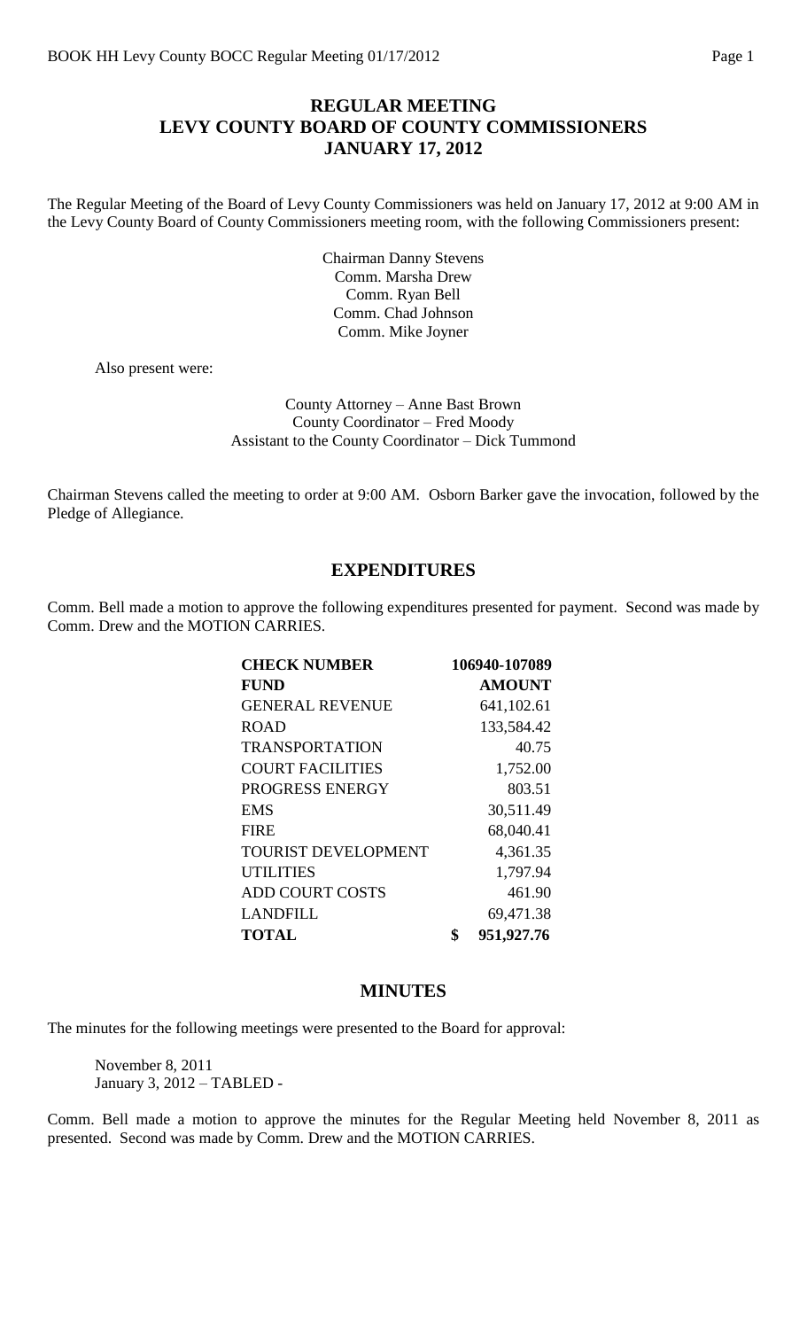# REGULAR MEETING
# LEVY COUNTY BOARD OF COUNTY COMMISSIONERS
# JANUARY 17, 2012

The Regular Meeting of the Board of Levy County Commissioners was held on January 17, 2012 at 9:00 AM in the Levy County Board of County Commissioners meeting room, with the following Commissioners present:

Chairman Danny Stevens
Comm. Marsha Drew
Comm. Ryan Bell
Comm. Chad Johnson
Comm. Mike Joyner

Also present were:

County Attorney – Anne Bast Brown
County Coordinator – Fred Moody
Assistant to the County Coordinator – Dick Tummond

Chairman Stevens called the meeting to order at 9:00 AM. Osborn Barker gave the invocation, followed by the Pledge of Allegiance.

## EXPENDITURES

Comm. Bell made a motion to approve the following expenditures presented for payment. Second was made by Comm. Drew and the MOTION CARRIES.

| **CHECK NUMBER** | **106940-107089** |
|---|---|
| **FUND** | **AMOUNT** |
| GENERAL REVENUE | 641,102.61 |
| ROAD | 133,584.42 |
| TRANSPORTATION | 40.75 |
| COURT FACILITIES | 1,752.00 |
| PROGRESS ENERGY | 803.51 |
| EMS | 30,511.49 |
| FIRE | 68,040.41 |
| TOURIST DEVELOPMENT | 4,361.35 |
| UTILITIES | 1,797.94 |
| ADD COURT COSTS | 461.90 |
| LANDFILL | 69,471.38 |
| **TOTAL** | **$ 951,927.76** |

## MINUTES

The minutes for the following meetings were presented to the Board for approval:

November 8, 2011
January 3, 2012 – TABLED -

Comm. Bell made a motion to approve the minutes for the Regular Meeting held November 8, 2011 as presented. Second was made by Comm. Drew and the MOTION CARRIES.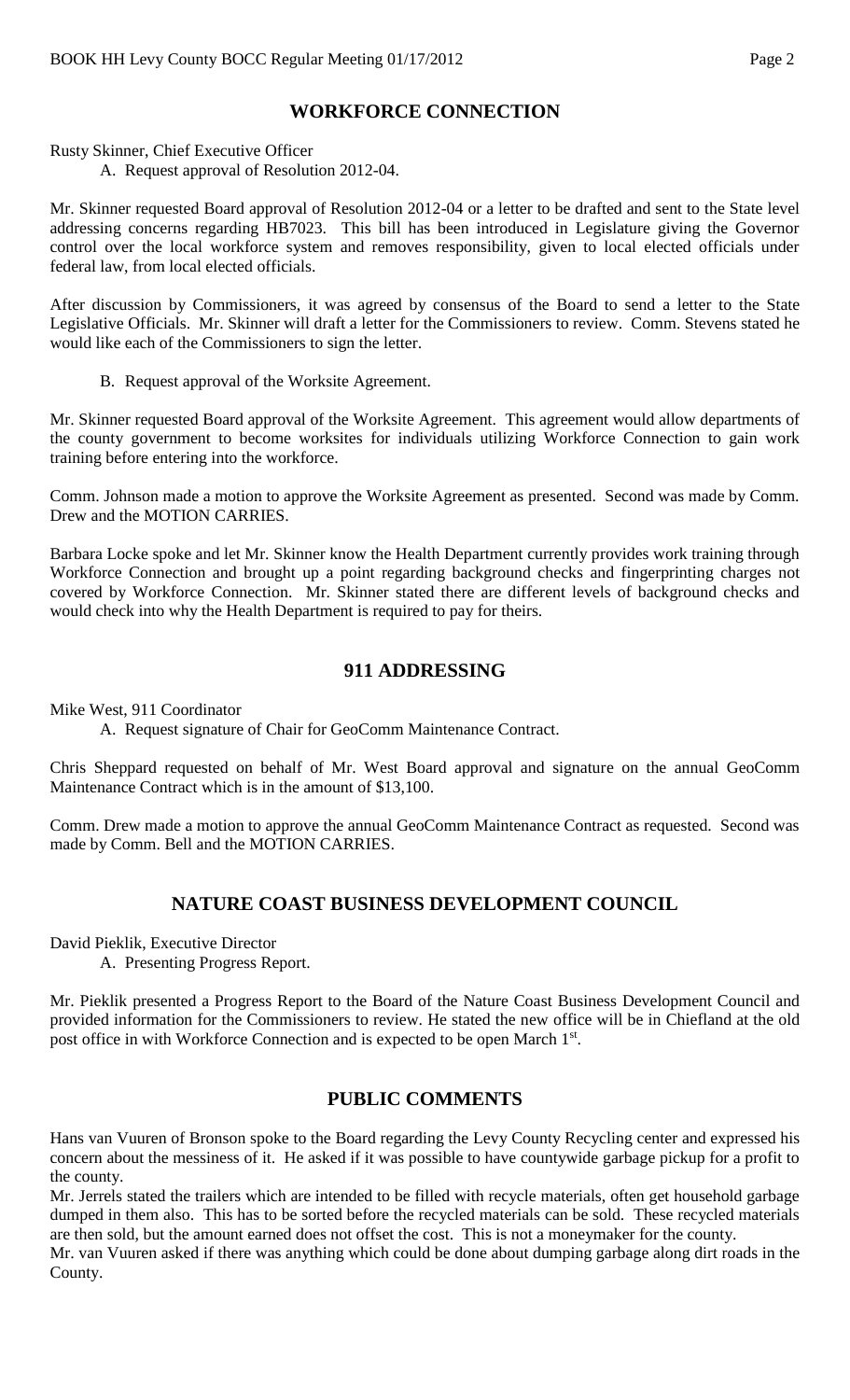## WORKFORCE CONNECTION

Rusty Skinner, Chief Executive Officer

A. Request approval of Resolution 2012-04.

Mr. Skinner requested Board approval of Resolution 2012-04 or a letter to be drafted and sent to the State level addressing concerns regarding HB7023. This bill has been introduced in Legislature giving the Governor control over the local workforce system and removes responsibility, given to local elected officials under federal law, from local elected officials.

After discussion by Commissioners, it was agreed by consensus of the Board to send a letter to the State Legislative Officials. Mr. Skinner will draft a letter for the Commissioners to review. Comm. Stevens stated he would like each of the Commissioners to sign the letter.

B. Request approval of the Worksite Agreement.

Mr. Skinner requested Board approval of the Worksite Agreement. This agreement would allow departments of the county government to become worksites for individuals utilizing Workforce Connection to gain work training before entering into the workforce.

Comm. Johnson made a motion to approve the Worksite Agreement as presented. Second was made by Comm. Drew and the MOTION CARRIES.

Barbara Locke spoke and let Mr. Skinner know the Health Department currently provides work training through Workforce Connection and brought up a point regarding background checks and fingerprinting charges not covered by Workforce Connection. Mr. Skinner stated there are different levels of background checks and would check into why the Health Department is required to pay for theirs.

## 911 ADDRESSING

Mike West, 911 Coordinator

A. Request signature of Chair for GeoComm Maintenance Contract.

Chris Sheppard requested on behalf of Mr. West Board approval and signature on the annual GeoComm Maintenance Contract which is in the amount of $13,100.

Comm. Drew made a motion to approve the annual GeoComm Maintenance Contract as requested. Second was made by Comm. Bell and the MOTION CARRIES.

## NATURE COAST BUSINESS DEVELOPMENT COUNCIL

David Pieklik, Executive Director

A. Presenting Progress Report.

Mr. Pieklik presented a Progress Report to the Board of the Nature Coast Business Development Council and provided information for the Commissioners to review. He stated the new office will be in Chiefland at the old post office in with Workforce Connection and is expected to be open March 1st.

## PUBLIC COMMENTS

Hans van Vuuren of Bronson spoke to the Board regarding the Levy County Recycling center and expressed his concern about the messiness of it. He asked if it was possible to have countywide garbage pickup for a profit to the county.

Mr. Jerrels stated the trailers which are intended to be filled with recycle materials, often get household garbage dumped in them also. This has to be sorted before the recycled materials can be sold. These recycled materials are then sold, but the amount earned does not offset the cost. This is not a moneymaker for the county.

Mr. van Vuuren asked if there was anything which could be done about dumping garbage along dirt roads in the County.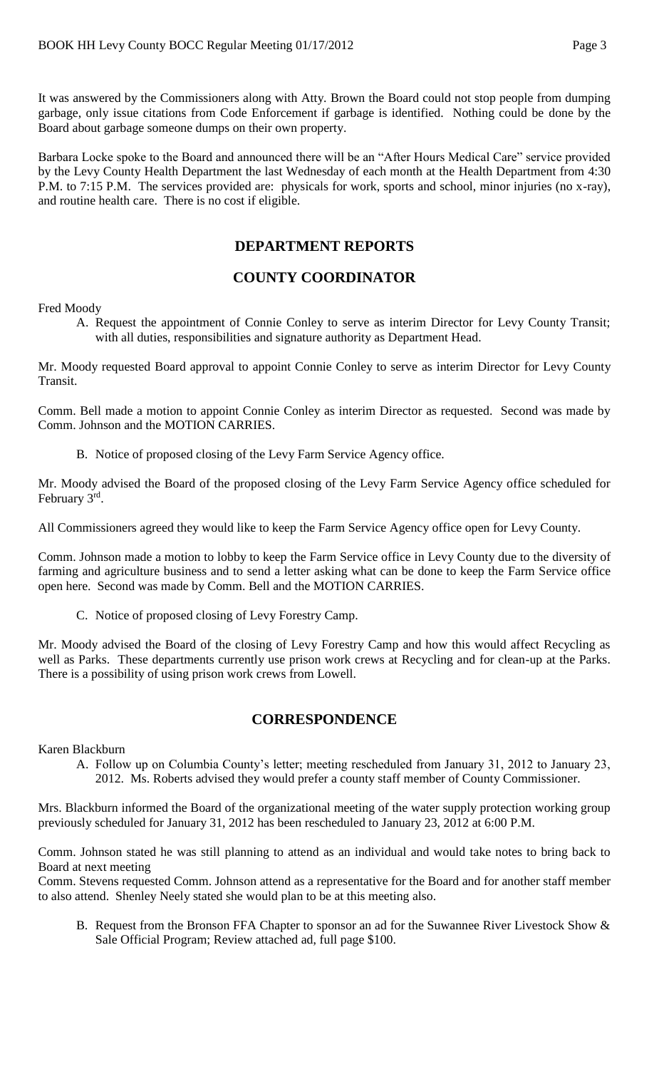It was answered by the Commissioners along with Atty. Brown the Board could not stop people from dumping garbage, only issue citations from Code Enforcement if garbage is identified. Nothing could be done by the Board about garbage someone dumps on their own property.

Barbara Locke spoke to the Board and announced there will be an "After Hours Medical Care" service provided by the Levy County Health Department the last Wednesday of each month at the Health Department from 4:30 P.M. to 7:15 P.M. The services provided are: physicals for work, sports and school, minor injuries (no x-ray), and routine health care. There is no cost if eligible.

## DEPARTMENT REPORTS

## COUNTY COORDINATOR

Fred Moody

A. Request the appointment of Connie Conley to serve as interim Director for Levy County Transit; with all duties, responsibilities and signature authority as Department Head.

Mr. Moody requested Board approval to appoint Connie Conley to serve as interim Director for Levy County Transit.

Comm. Bell made a motion to appoint Connie Conley as interim Director as requested. Second was made by Comm. Johnson and the MOTION CARRIES.

B. Notice of proposed closing of the Levy Farm Service Agency office.

Mr. Moody advised the Board of the proposed closing of the Levy Farm Service Agency office scheduled for February 3rd.

All Commissioners agreed they would like to keep the Farm Service Agency office open for Levy County.

Comm. Johnson made a motion to lobby to keep the Farm Service office in Levy County due to the diversity of farming and agriculture business and to send a letter asking what can be done to keep the Farm Service office open here. Second was made by Comm. Bell and the MOTION CARRIES.

C. Notice of proposed closing of Levy Forestry Camp.

Mr. Moody advised the Board of the closing of Levy Forestry Camp and how this would affect Recycling as well as Parks. These departments currently use prison work crews at Recycling and for clean-up at the Parks. There is a possibility of using prison work crews from Lowell.

## CORRESPONDENCE

Karen Blackburn

A. Follow up on Columbia County's letter; meeting rescheduled from January 31, 2012 to January 23, 2012. Ms. Roberts advised they would prefer a county staff member of County Commissioner.

Mrs. Blackburn informed the Board of the organizational meeting of the water supply protection working group previously scheduled for January 31, 2012 has been rescheduled to January 23, 2012 at 6:00 P.M.

Comm. Johnson stated he was still planning to attend as an individual and would take notes to bring back to Board at next meeting

Comm. Stevens requested Comm. Johnson attend as a representative for the Board and for another staff member to also attend. Shenley Neely stated she would plan to be at this meeting also.

B. Request from the Bronson FFA Chapter to sponsor an ad for the Suwannee River Livestock Show & Sale Official Program; Review attached ad, full page $100.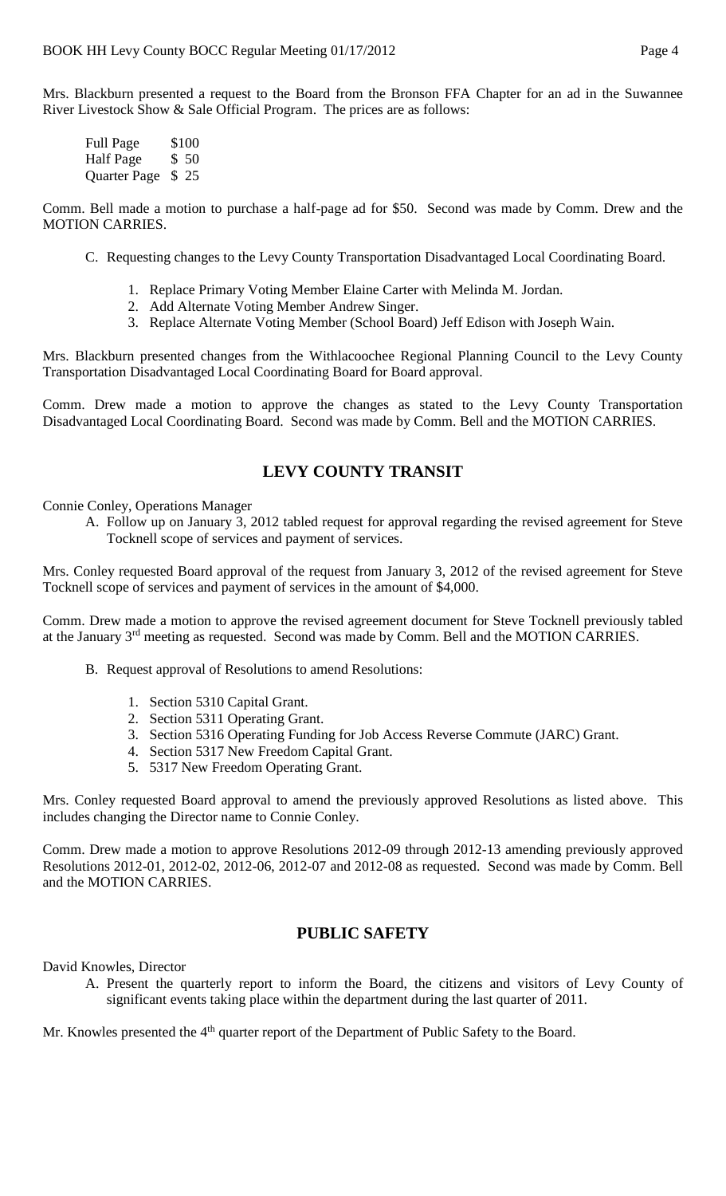Mrs. Blackburn presented a request to the Board from the Bronson FFA Chapter for an ad in the Suwannee River Livestock Show & Sale Official Program. The prices are as follows:

| | |
|---|---|
| Full Page | \$100 |
| Half Page | \$ 50 |
| Quarter Page | \$ 25 |

Comm. Bell made a motion to purchase a half-page ad for \$50. Second was made by Comm. Drew and the MOTION CARRIES.

C. Requesting changes to the Levy County Transportation Disadvantaged Local Coordinating Board.

1. Replace Primary Voting Member Elaine Carter with Melinda M. Jordan.
2. Add Alternate Voting Member Andrew Singer.
3. Replace Alternate Voting Member (School Board) Jeff Edison with Joseph Wain.

Mrs. Blackburn presented changes from the Withlacoochee Regional Planning Council to the Levy County Transportation Disadvantaged Local Coordinating Board for Board approval.

Comm. Drew made a motion to approve the changes as stated to the Levy County Transportation Disadvantaged Local Coordinating Board. Second was made by Comm. Bell and the MOTION CARRIES.

## LEVY COUNTY TRANSIT

Connie Conley, Operations Manager

A. Follow up on January 3, 2012 tabled request for approval regarding the revised agreement for Steve Tocknell scope of services and payment of services.

Mrs. Conley requested Board approval of the request from January 3, 2012 of the revised agreement for Steve Tocknell scope of services and payment of services in the amount of \$4,000.

Comm. Drew made a motion to approve the revised agreement document for Steve Tocknell previously tabled at the January 3rd meeting as requested. Second was made by Comm. Bell and the MOTION CARRIES.

B. Request approval of Resolutions to amend Resolutions:

1. Section 5310 Capital Grant.
2. Section 5311 Operating Grant.
3. Section 5316 Operating Funding for Job Access Reverse Commute (JARC) Grant.
4. Section 5317 New Freedom Capital Grant.
5. 5317 New Freedom Operating Grant.

Mrs. Conley requested Board approval to amend the previously approved Resolutions as listed above. This includes changing the Director name to Connie Conley.

Comm. Drew made a motion to approve Resolutions 2012-09 through 2012-13 amending previously approved Resolutions 2012-01, 2012-02, 2012-06, 2012-07 and 2012-08 as requested. Second was made by Comm. Bell and the MOTION CARRIES.

## PUBLIC SAFETY

David Knowles, Director

A. Present the quarterly report to inform the Board, the citizens and visitors of Levy County of significant events taking place within the department during the last quarter of 2011.

Mr. Knowles presented the 4th quarter report of the Department of Public Safety to the Board.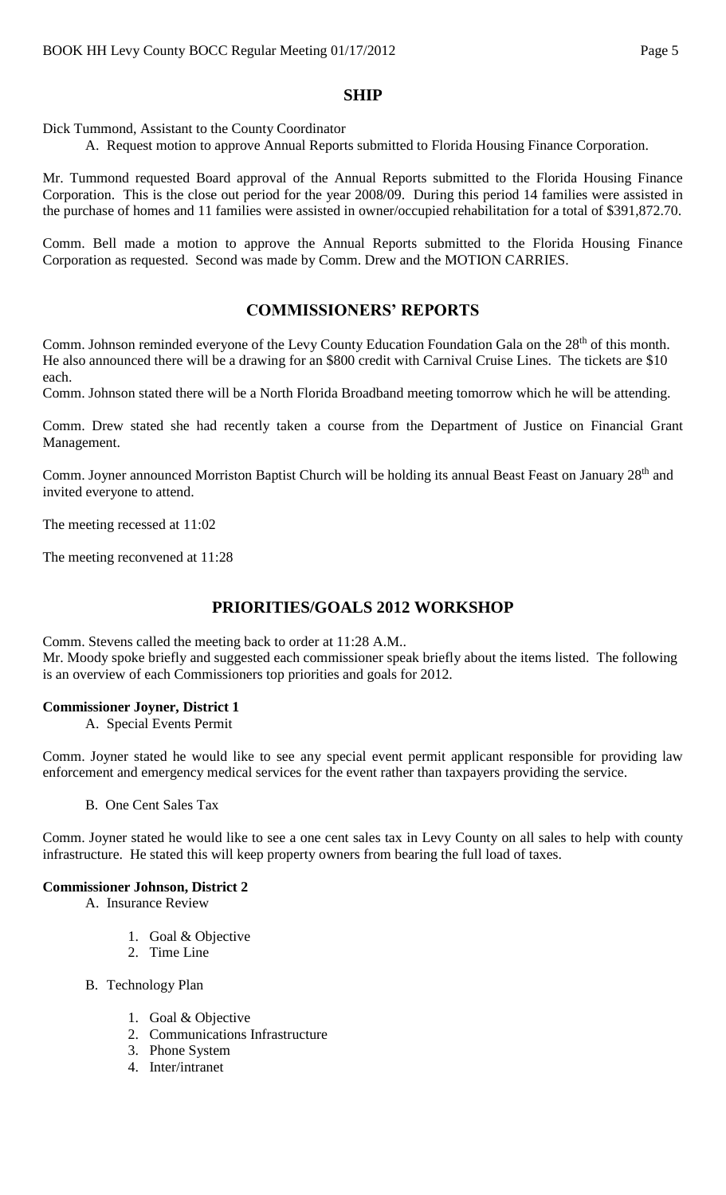## SHIP

Dick Tummond, Assistant to the County Coordinator

A. Request motion to approve Annual Reports submitted to Florida Housing Finance Corporation.

Mr. Tummond requested Board approval of the Annual Reports submitted to the Florida Housing Finance Corporation. This is the close out period for the year 2008/09. During this period 14 families were assisted in the purchase of homes and 11 families were assisted in owner/occupied rehabilitation for a total of $391,872.70.

Comm. Bell made a motion to approve the Annual Reports submitted to the Florida Housing Finance Corporation as requested. Second was made by Comm. Drew and the MOTION CARRIES.

## COMMISSIONERS' REPORTS

Comm. Johnson reminded everyone of the Levy County Education Foundation Gala on the 28th of this month. He also announced there will be a drawing for an $800 credit with Carnival Cruise Lines. The tickets are $10 each.

Comm. Johnson stated there will be a North Florida Broadband meeting tomorrow which he will be attending.

Comm. Drew stated she had recently taken a course from the Department of Justice on Financial Grant Management.

Comm. Joyner announced Morriston Baptist Church will be holding its annual Beast Feast on January 28th and invited everyone to attend.

The meeting recessed at 11:02

The meeting reconvened at 11:28

## PRIORITIES/GOALS 2012 WORKSHOP

Comm. Stevens called the meeting back to order at 11:28 A.M..

Mr. Moody spoke briefly and suggested each commissioner speak briefly about the items listed. The following is an overview of each Commissioners top priorities and goals for 2012.

**Commissioner Joyner, District 1**

A. Special Events Permit

Comm. Joyner stated he would like to see any special event permit applicant responsible for providing law enforcement and emergency medical services for the event rather than taxpayers providing the service.

B. One Cent Sales Tax

Comm. Joyner stated he would like to see a one cent sales tax in Levy County on all sales to help with county infrastructure. He stated this will keep property owners from bearing the full load of taxes.

**Commissioner Johnson, District 2**

A. Insurance Review
   1. Goal & Objective
   2. Time Line

B. Technology Plan
   1. Goal & Objective
   2. Communications Infrastructure
   3. Phone System
   4. Inter/intranet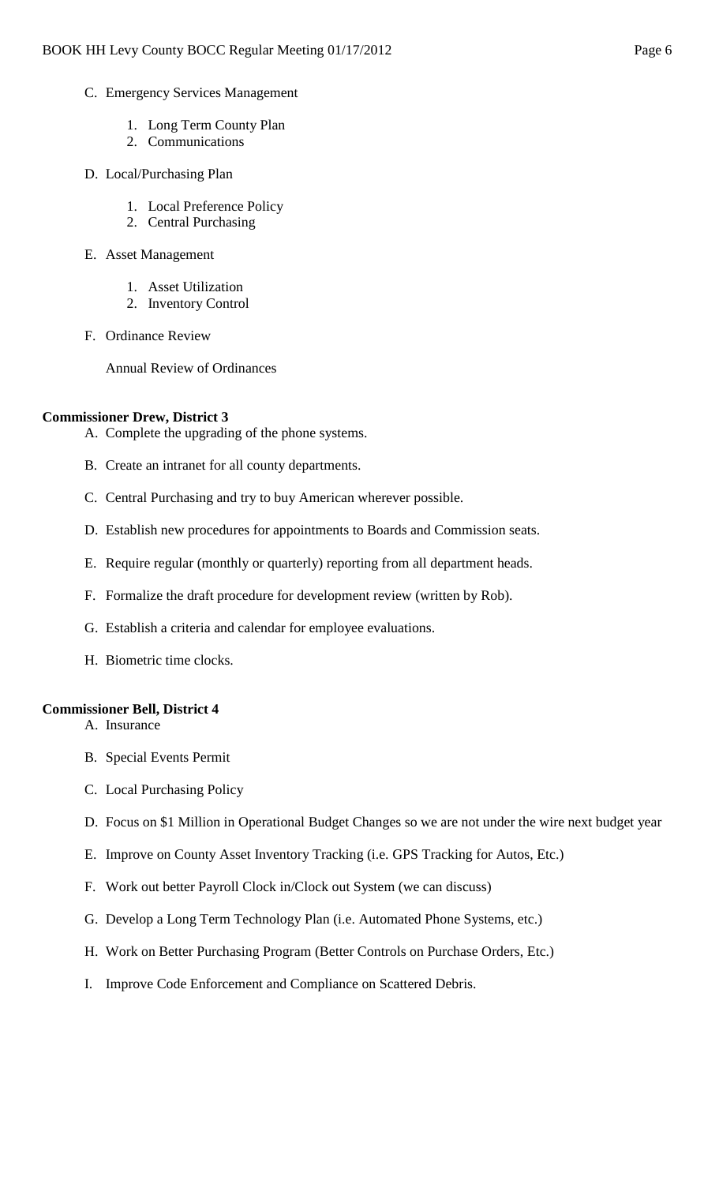C. Emergency Services Management

   1. Long Term County Plan
   2. Communications

D. Local/Purchasing Plan

   1. Local Preference Policy
   2. Central Purchasing

E. Asset Management

   1. Asset Utilization
   2. Inventory Control

F. Ordinance Review

   Annual Review of Ordinances

**Commissioner Drew, District 3**

A. Complete the upgrading of the phone systems.

B. Create an intranet for all county departments.

C. Central Purchasing and try to buy American wherever possible.

D. Establish new procedures for appointments to Boards and Commission seats.

E. Require regular (monthly or quarterly) reporting from all department heads.

F. Formalize the draft procedure for development review (written by Rob).

G. Establish a criteria and calendar for employee evaluations.

H. Biometric time clocks.

**Commissioner Bell, District 4**

A. Insurance

B. Special Events Permit

C. Local Purchasing Policy

D. Focus on $1 Million in Operational Budget Changes so we are not under the wire next budget year

E. Improve on County Asset Inventory Tracking (i.e. GPS Tracking for Autos, Etc.)

F. Work out better Payroll Clock in/Clock out System (we can discuss)

G. Develop a Long Term Technology Plan (i.e. Automated Phone Systems, etc.)

H. Work on Better Purchasing Program (Better Controls on Purchase Orders, Etc.)

I. Improve Code Enforcement and Compliance on Scattered Debris.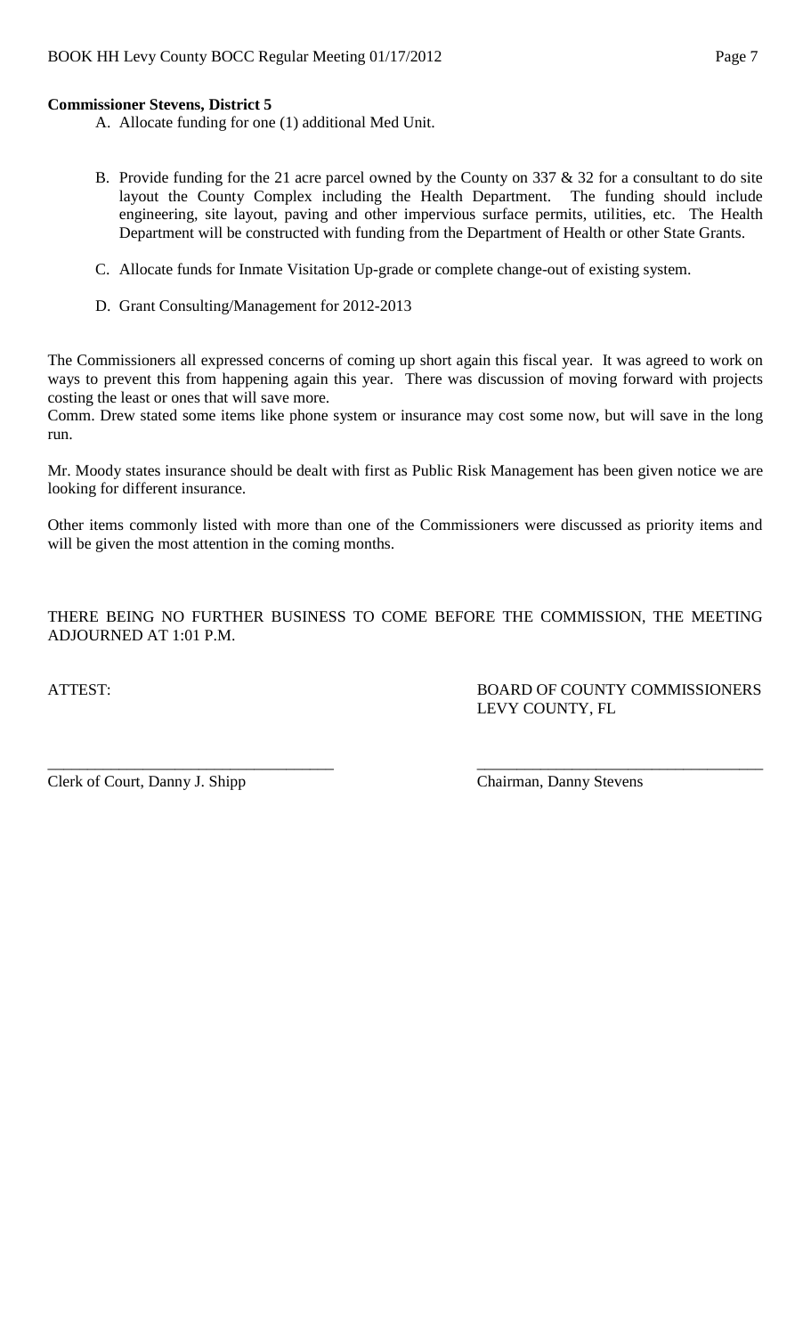**Commissioner Stevens, District 5**

A. Allocate funding for one (1) additional Med Unit.

B. Provide funding for the 21 acre parcel owned by the County on 337 & 32 for a consultant to do site layout the County Complex including the Health Department. The funding should include engineering, site layout, paving and other impervious surface permits, utilities, etc. The Health Department will be constructed with funding from the Department of Health or other State Grants.

C. Allocate funds for Inmate Visitation Up-grade or complete change-out of existing system.

D. Grant Consulting/Management for 2012-2013

The Commissioners all expressed concerns of coming up short again this fiscal year. It was agreed to work on ways to prevent this from happening again this year. There was discussion of moving forward with projects costing the least or ones that will save more.
Comm. Drew stated some items like phone system or insurance may cost some now, but will save in the long run.

Mr. Moody states insurance should be dealt with first as Public Risk Management has been given notice we are looking for different insurance.

Other items commonly listed with more than one of the Commissioners were discussed as priority items and will be given the most attention in the coming months.

THERE BEING NO FURTHER BUSINESS TO COME BEFORE THE COMMISSION, THE MEETING ADJOURNED AT 1:01 P.M.

ATTEST: BOARD OF COUNTY COMMISSIONERS
LEVY COUNTY, FL

\_\_\_\_\_\_\_\_\_\_\_\_\_\_\_\_\_\_\_\_\_\_\_\_\_\_\_\_\_\_\_\_\_\_\_\_ \_\_\_\_\_\_\_\_\_\_\_\_\_\_\_\_\_\_\_\_\_\_\_\_\_\_\_\_\_\_\_\_\_\_\_\_

Clerk of Court, Danny J. Shipp Chairman, Danny Stevens